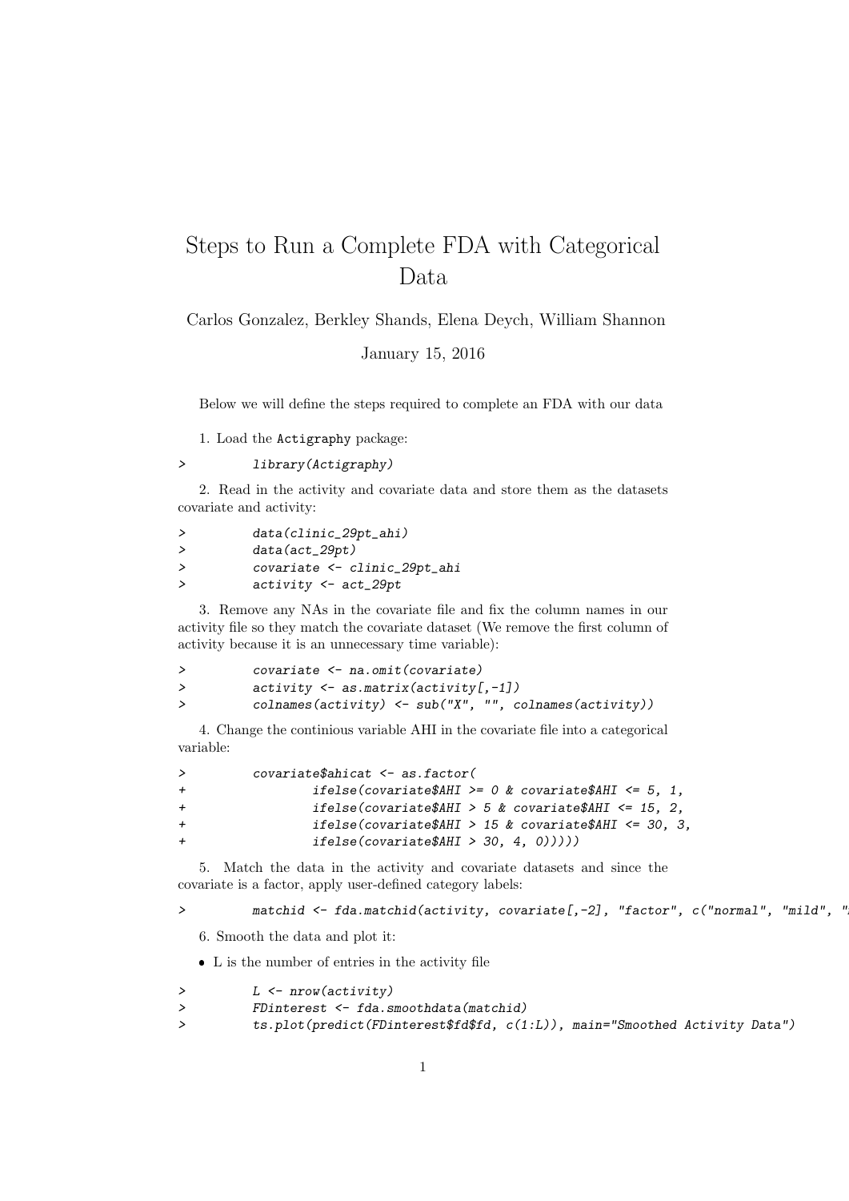# Steps to Run a Complete FDA with Categorical Data

Carlos Gonzalez, Berkley Shands, Elena Deych, William Shannon

January 15, 2016

Below we will define the steps required to complete an FDA with our data

1. Load the Actigraphy package:

```
>         library(Actigraphy)
```

2. Read in the activity and covariate data and store them as the datasets covariate and activity:

```
>         data(clinic_29pt_ahi)
>         data(act_29pt)
>         covariate <- clinic_29pt_ahi
>         activity <- act_29pt
```

3. Remove any NAs in the covariate file and fix the column names in our activity file so they match the covariate dataset (We remove the first column of activity because it is an unnecessary time variable):

```
>         covariate <- na.omit(covariate)
>         activity <- as.matrix(activity[,-1])
>         colnames(activity) <- sub("X", "", colnames(activity))
```

4. Change the continious variable AHI in the covariate file into a categorical variable:

```
>         covariate$ahicat <- as.factor(
+                 ifelse(covariate$AHI >= 0 & covariate$AHI <= 5, 1,
+                 ifelse(covariate$AHI > 5 & covariate$AHI <= 15, 2,
+                 ifelse(covariate$AHI > 15 & covariate$AHI <= 30, 3,
+                 ifelse(covariate$AHI > 30, 4, 0)))))
```

5. Match the data in the activity and covariate datasets and since the covariate is a factor, apply user-defined category labels:

```
>         matchid <- fda.matchid(activity, covariate[,-2], "factor", c("normal", "mild", "
```

6. Smooth the data and plot it:

- L is the number of entries in the activity file

```
>         L <- nrow(activity)
>         FDinterest <- fda.smoothdata(matchid)
>         ts.plot(predict(FDinterest$fd$fd, c(1:L)), main="Smoothed Activity Data")
```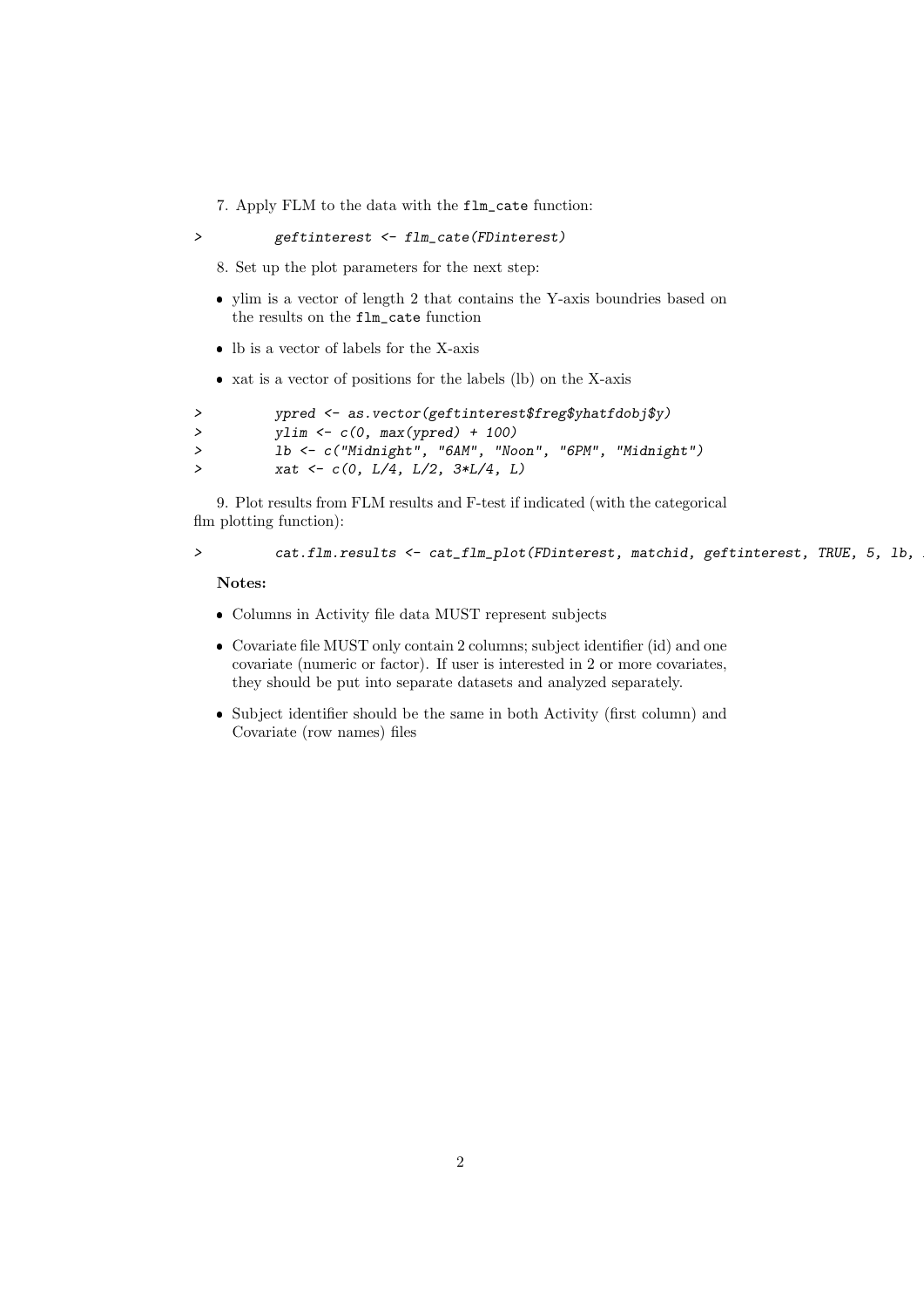7. Apply FLM to the data with the `flm_cate` function:

```
>         geftinterest <- flm_cate(FDinterest)
```

8. Set up the plot parameters for the next step:

- ylim is a vector of length 2 that contains the Y-axis boundries based on the results on the `flm_cate` function
- lb is a vector of labels for the X-axis
- xat is a vector of positions for the labels (lb) on the X-axis

```
>         ypred <- as.vector(geftinterest$freg$yhatfdobj$y)
>         ylim <- c(0, max(ypred) + 100)
>         lb <- c("Midnight", "6AM", "Noon", "6PM", "Midnight")
>         xat <- c(0, L/4, L/2, 3*L/4, L)
```

9. Plot results from FLM results and F-test if indicated (with the categorical flm plotting function):

```
>         cat.flm.results <- cat_flm_plot(FDinterest, matchid, geftinterest, TRUE, 5, lb, 
```

**Notes:**

- Columns in Activity file data MUST represent subjects
- Covariate file MUST only contain 2 columns; subject identifier (id) and one covariate (numeric or factor). If user is interested in 2 or more covariates, they should be put into separate datasets and analyzed separately.
- Subject identifier should be the same in both Activity (first column) and Covariate (row names) files